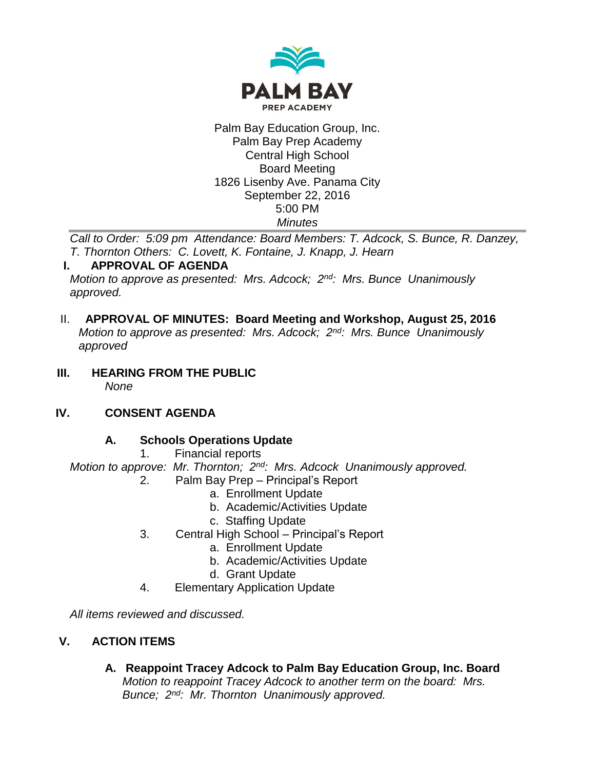PALM BAY
PREP ACADEMY

Palm Bay Education Group, Inc.
Palm Bay Prep Academy
Central High School
Board Meeting
1826 Lisenby Ave. Panama City
September 22, 2016
5:00 PM
*Minutes*

---

*Call to Order: 5:09 pm Attendance: Board Members: T. Adcock, S. Bunce, R. Danzey, T. Thornton Others: C. Lovett, K. Fontaine, J. Knapp, J. Hearn*

## I. APPROVAL OF AGENDA

*Motion to approve as presented: Mrs. Adcock; 2nd: Mrs. Bunce Unanimously approved.*

## II. APPROVAL OF MINUTES: Board Meeting and Workshop, August 25, 2016

*Motion to approve as presented: Mrs. Adcock; 2nd: Mrs. Bunce Unanimously approved*

## III. HEARING FROM THE PUBLIC

*None*

## IV. CONSENT AGENDA

### A. Schools Operations Update

1. Financial reports

*Motion to approve: Mr. Thornton; 2nd: Mrs. Adcock Unanimously approved.*

2. Palm Bay Prep – Principal's Report
   a. Enrollment Update
   b. Academic/Activities Update
   c. Staffing Update
3. Central High School – Principal's Report
   a. Enrollment Update
   b. Academic/Activities Update
   d. Grant Update
4. Elementary Application Update

*All items reviewed and discussed.*

## V. ACTION ITEMS

### A. Reappoint Tracey Adcock to Palm Bay Education Group, Inc. Board

*Motion to reappoint Tracey Adcock to another term on the board: Mrs. Bunce; 2nd: Mr. Thornton Unanimously approved.*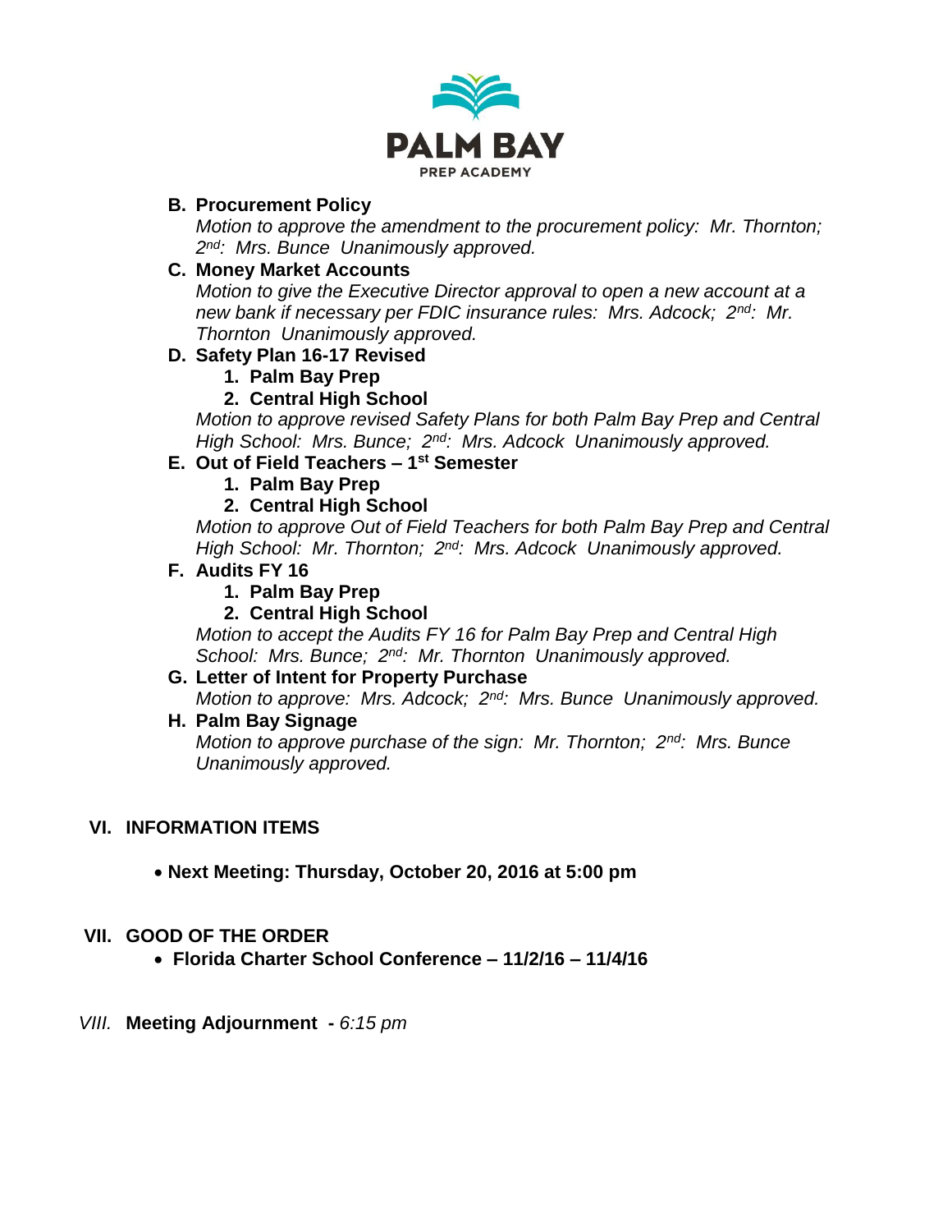**B. Procurement Policy**

*Motion to approve the amendment to the procurement policy: Mr. Thornton; 2nd: Mrs. Bunce Unanimously approved.*

**C. Money Market Accounts**

*Motion to give the Executive Director approval to open a new account at a new bank if necessary per FDIC insurance rules: Mrs. Adcock; 2nd: Mr. Thornton Unanimously approved.*

**D. Safety Plan 16-17 Revised**

1. **Palm Bay Prep**
2. **Central High School**

*Motion to approve revised Safety Plans for both Palm Bay Prep and Central High School: Mrs. Bunce; 2nd: Mrs. Adcock Unanimously approved.*

**E. Out of Field Teachers – 1st Semester**

1. **Palm Bay Prep**
2. **Central High School**

*Motion to approve Out of Field Teachers for both Palm Bay Prep and Central High School: Mr. Thornton; 2nd: Mrs. Adcock Unanimously approved.*

**F. Audits FY 16**

1. **Palm Bay Prep**
2. **Central High School**

*Motion to accept the Audits FY 16 for Palm Bay Prep and Central High School: Mrs. Bunce; 2nd: Mr. Thornton Unanimously approved.*

**G. Letter of Intent for Property Purchase**

*Motion to approve: Mrs. Adcock; 2nd: Mrs. Bunce Unanimously approved.*

**H. Palm Bay Signage**

*Motion to approve purchase of the sign: Mr. Thornton; 2nd: Mrs. Bunce Unanimously approved.*

## VI. INFORMATION ITEMS

- **Next Meeting: Thursday, October 20, 2016 at 5:00 pm**

## VII. GOOD OF THE ORDER

- **Florida Charter School Conference – 11/2/16 – 11/4/16**

*VIII.* **Meeting Adjournment -** *6:15 pm*